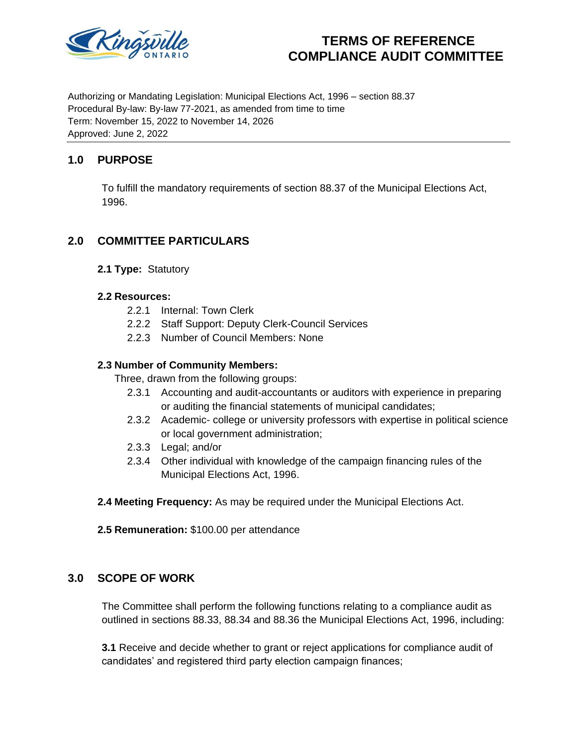# TERMS OF REFERENCE
# COMPLIANCE AUDIT COMMITTEE

Authorizing or Mandating Legislation: Municipal Elections Act, 1996 – section 88.37
Procedural By-law: By-law 77-2021, as amended from time to time
Term: November 15, 2022 to November 14, 2026
Approved: June 2, 2022

---

## 1.0 PURPOSE

To fulfill the mandatory requirements of section 88.37 of the Municipal Elections Act, 1996.

## 2.0 COMMITTEE PARTICULARS

**2.1 Type:** Statutory

**2.2 Resources:**

- 2.2.1 Internal: Town Clerk
- 2.2.2 Staff Support: Deputy Clerk-Council Services
- 2.2.3 Number of Council Members: None

**2.3 Number of Community Members:**

Three, drawn from the following groups:

- 2.3.1 Accounting and audit-accountants or auditors with experience in preparing or auditing the financial statements of municipal candidates;
- 2.3.2 Academic- college or university professors with expertise in political science or local government administration;
- 2.3.3 Legal; and/or
- 2.3.4 Other individual with knowledge of the campaign financing rules of the Municipal Elections Act, 1996.

**2.4 Meeting Frequency:** As may be required under the Municipal Elections Act.

**2.5 Remuneration:** $100.00 per attendance

## 3.0 SCOPE OF WORK

The Committee shall perform the following functions relating to a compliance audit as outlined in sections 88.33, 88.34 and 88.36 the Municipal Elections Act, 1996, including:

**3.1** Receive and decide whether to grant or reject applications for compliance audit of candidates' and registered third party election campaign finances;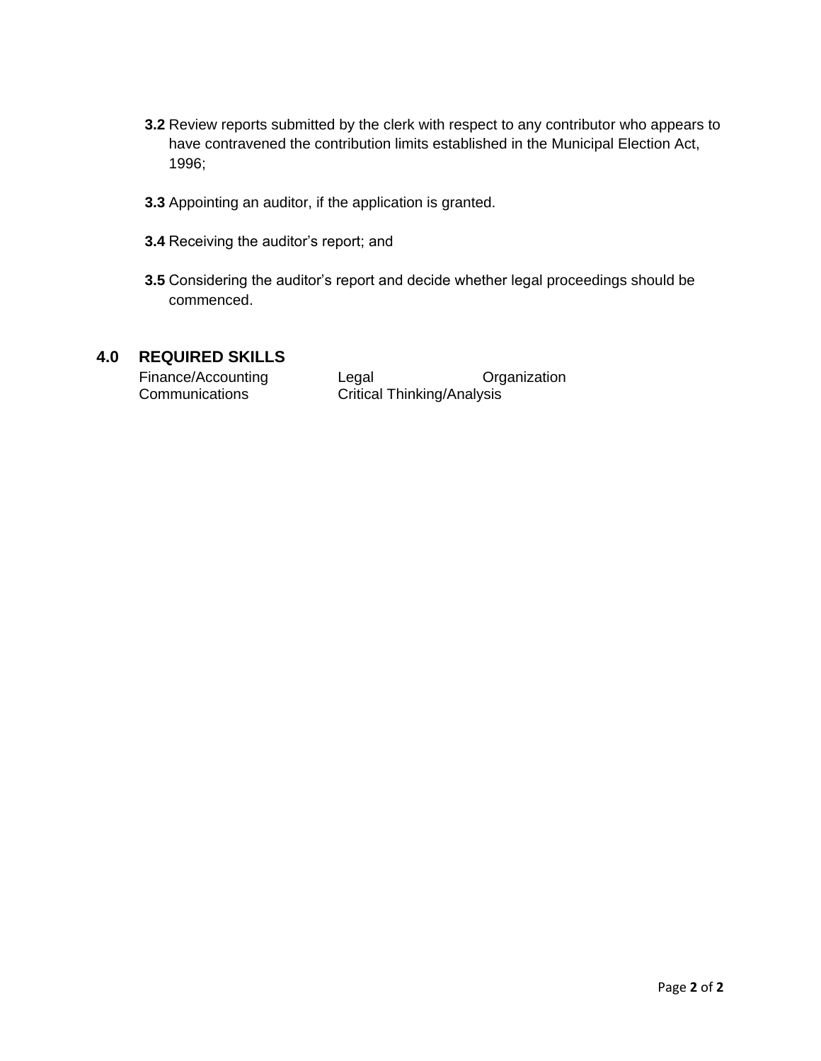**3.2** Review reports submitted by the clerk with respect to any contributor who appears to have contravened the contribution limits established in the Municipal Election Act, 1996;

**3.3** Appointing an auditor, if the application is granted.

**3.4** Receiving the auditor's report; and

**3.5** Considering the auditor's report and decide whether legal proceedings should be commenced.

## 4.0 REQUIRED SKILLS

| | | |
|---|---|---|
| Finance/Accounting | Legal | Organization |
| Communications | Critical Thinking/Analysis | |